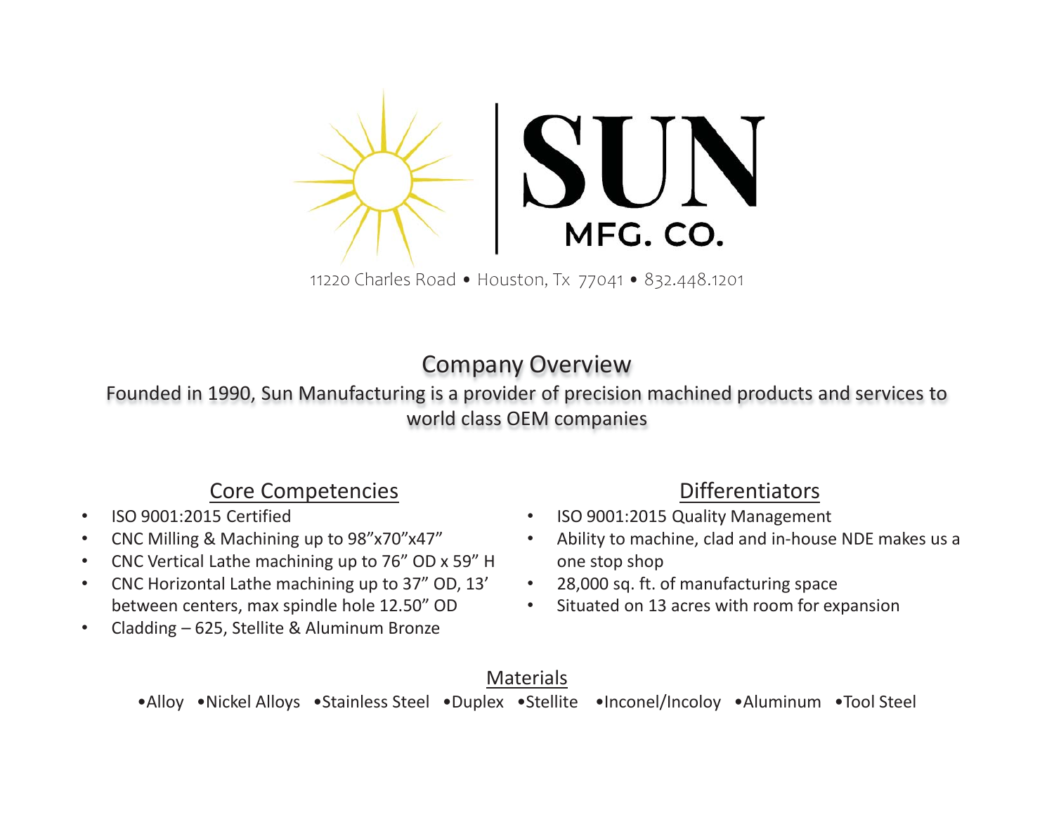# SUN MFG. CO.

11220 Charles Road • Houston, Tx 77041 • 832.448.1201

## Company Overview

Founded in 1990, Sun Manufacturing is a provider of precision machined products and services to world class OEM companies

### Core Competencies

- ISO 9001:2015 Certified
- CNC Milling & Machining up to 98”x70”x47”
- CNC Vertical Lathe machining up to 76” OD x 59” H
- CNC Horizontal Lathe machining up to 37” OD, 13’ between centers, max spindle hole 12.50” OD
- Cladding – 625, Stellite & Aluminum Bronze

### Differentiators

- ISO 9001:2015 Quality Management
- Ability to machine, clad and in-house NDE makes us a one stop shop
- 28,000 sq. ft. of manufacturing space
- Situated on 13 acres with room for expansion

### Materials

•Alloy •Nickel Alloys •Stainless Steel •Duplex •Stellite •Inconel/Incoloy •Aluminum •Tool Steel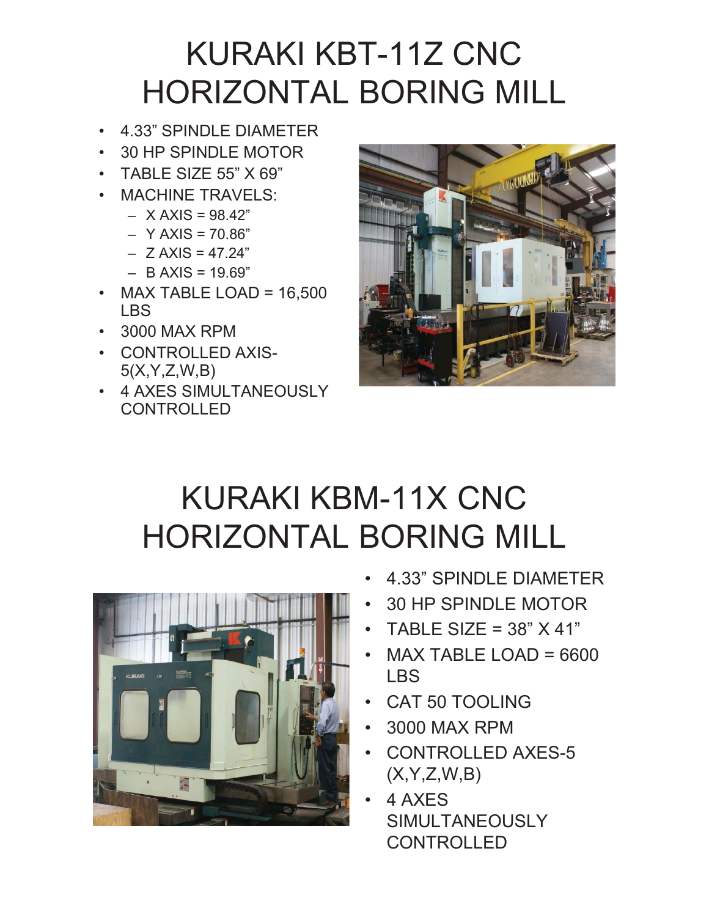# KURAKI KBT-11Z CNC HORIZONTAL BORING MILL

- 4.33" SPINDLE DIAMETER
- 30 HP SPINDLE MOTOR
- TABLE SIZE 55" X 69"
- MACHINE TRAVELS:
  - X AXIS = 98.42"
  - Y AXIS = 70.86"
  - Z AXIS = 47.24"
  - B AXIS = 19.69"
- MAX TABLE LOAD = 16,500 LBS
- 3000 MAX RPM
- CONTROLLED AXIS- 5(X,Y,Z,W,B)
- 4 AXES SIMULTANEOUSLY CONTROLLED

# KURAKI KBM-11X CNC HORIZONTAL BORING MILL

- 4.33" SPINDLE DIAMETER
- 30 HP SPINDLE MOTOR
- TABLE SIZE = 38" X 41"
- MAX TABLE LOAD = 6600 LBS
- CAT 50 TOOLING
- 3000 MAX RPM
- CONTROLLED AXES-5 (X,Y,Z,W,B)
- 4 AXES SIMULTANEOUSLY CONTROLLED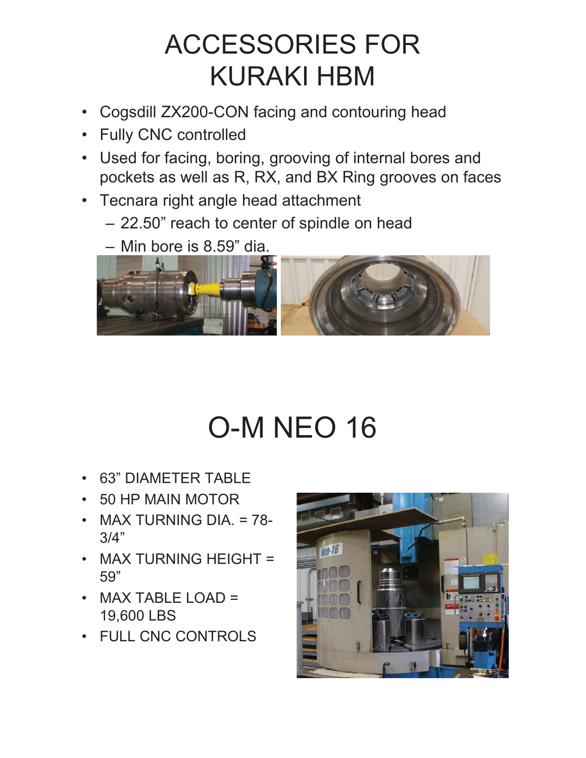# ACCESSORIES FOR KURAKI HBM

- Cogsdill ZX200-CON facing and contouring head
- Fully CNC controlled
- Used for facing, boring, grooving of internal bores and pockets as well as R, RX, and BX Ring grooves on faces
- Tecnara right angle head attachment
  - 22.50" reach to center of spindle on head
  - Min bore is 8.59" dia.

# O-M NEO 16

- 63" DIAMETER TABLE
- 50 HP MAIN MOTOR
- MAX TURNING DIA. = 78-3/4"
- MAX TURNING HEIGHT = 59"
- MAX TABLE LOAD = 19,600 LBS
- FULL CNC CONTROLS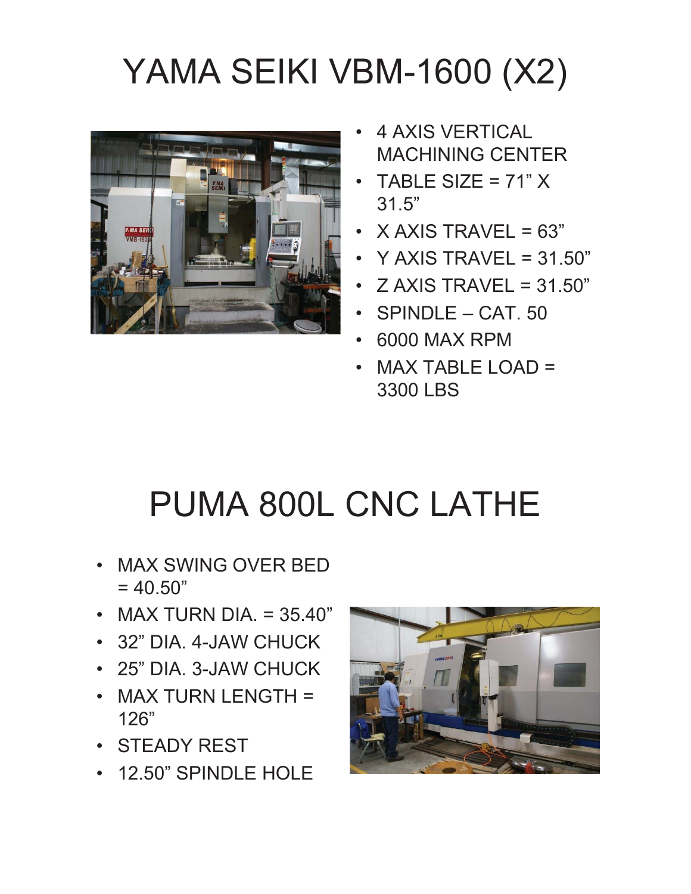# YAMA SEIKI VBM-1600 (X2)

- 4 AXIS VERTICAL MACHINING CENTER
- TABLE SIZE = 71" X 31.5"
- X AXIS TRAVEL = 63"
- Y AXIS TRAVEL = 31.50"
- Z AXIS TRAVEL = 31.50"
- SPINDLE – CAT. 50
- 6000 MAX RPM
- MAX TABLE LOAD = 3300 LBS

# PUMA 800L CNC LATHE

- MAX SWING OVER BED = 40.50"
- MAX TURN DIA. = 35.40"
- 32" DIA. 4-JAW CHUCK
- 25" DIA. 3-JAW CHUCK
- MAX TURN LENGTH = 126"
- STEADY REST
- 12.50" SPINDLE HOLE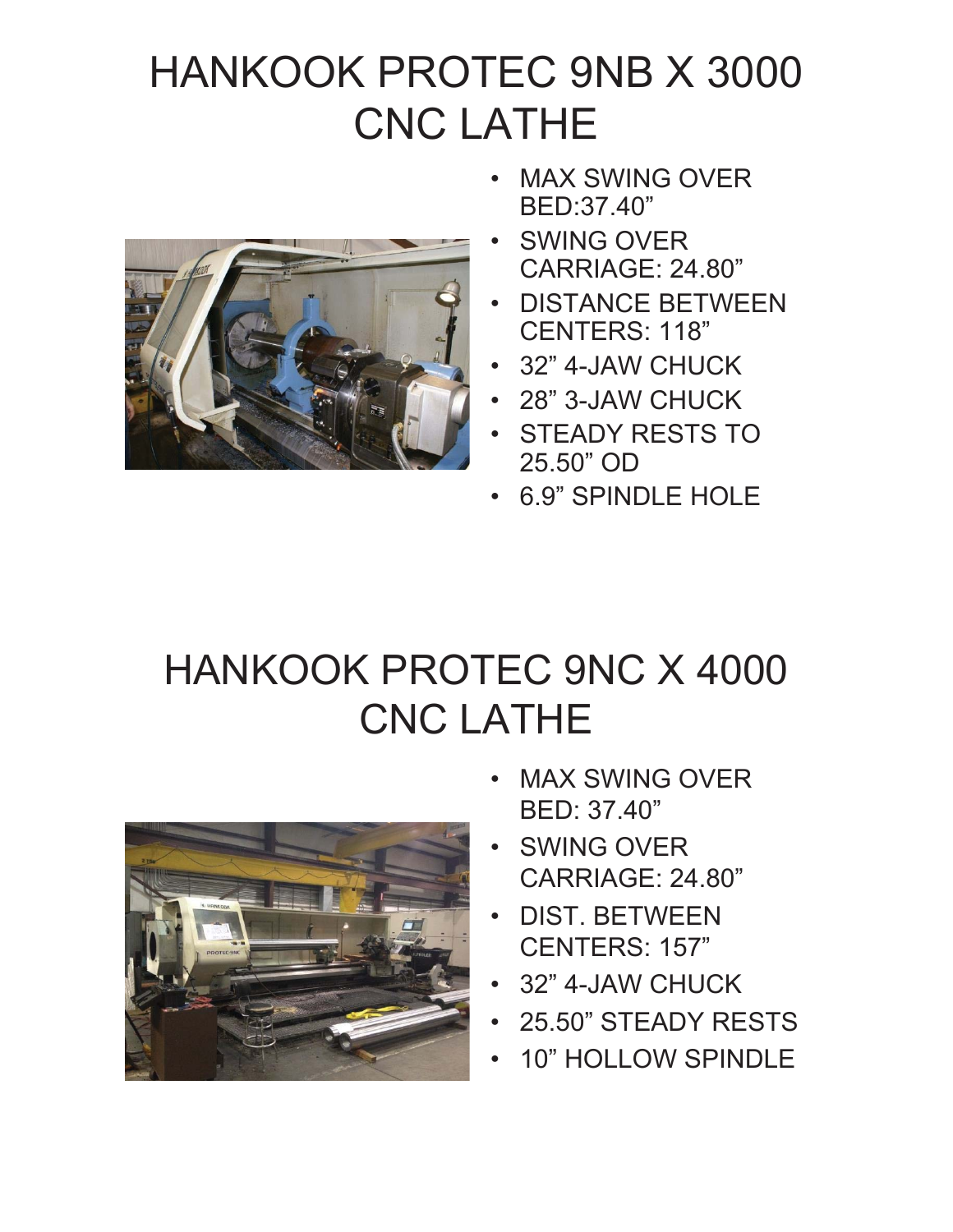# HANKOOK PROTEC 9NB X 3000 CNC LATHE

- MAX SWING OVER BED:37.40”
- SWING OVER CARRIAGE: 24.80”
- DISTANCE BETWEEN CENTERS: 118”
- 32” 4-JAW CHUCK
- 28” 3-JAW CHUCK
- STEADY RESTS TO 25.50” OD
- 6.9” SPINDLE HOLE

# HANKOOK PROTEC 9NC X 4000 CNC LATHE

- MAX SWING OVER BED: 37.40”
- SWING OVER CARRIAGE: 24.80”
- DIST. BETWEEN CENTERS: 157”
- 32” 4-JAW CHUCK
- 25.50” STEADY RESTS
- 10” HOLLOW SPINDLE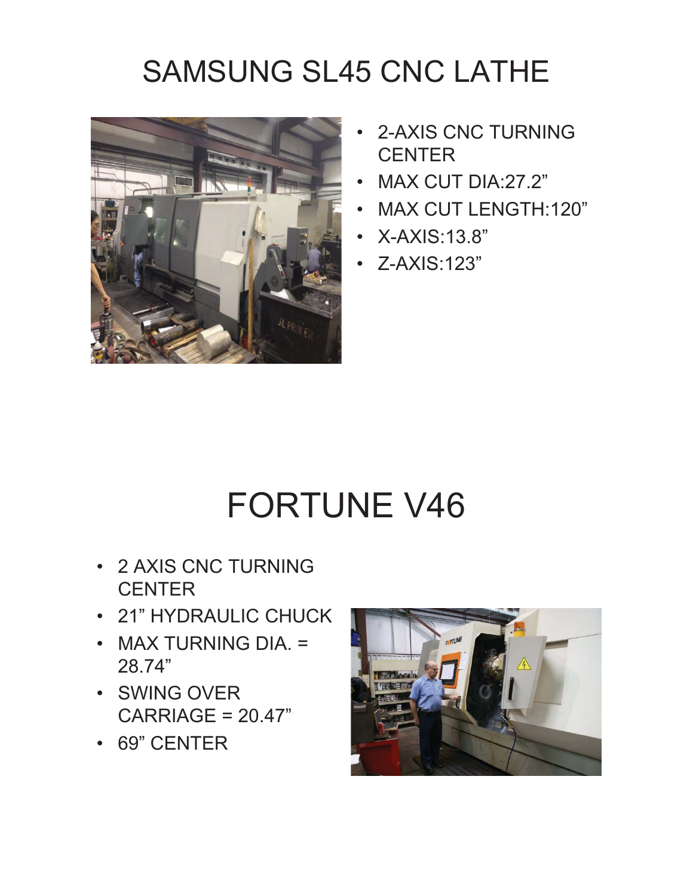# SAMSUNG SL45 CNC LATHE

- 2-AXIS CNC TURNING CENTER
- MAX CUT DIA:27.2”
- MAX CUT LENGTH:120”
- X-AXIS:13.8”
- Z-AXIS:123”

# FORTUNE V46

- 2 AXIS CNC TURNING CENTER
- 21” HYDRAULIC CHUCK
- MAX TURNING DIA. = 28.74”
- SWING OVER CARRIAGE = 20.47”
- 69” CENTER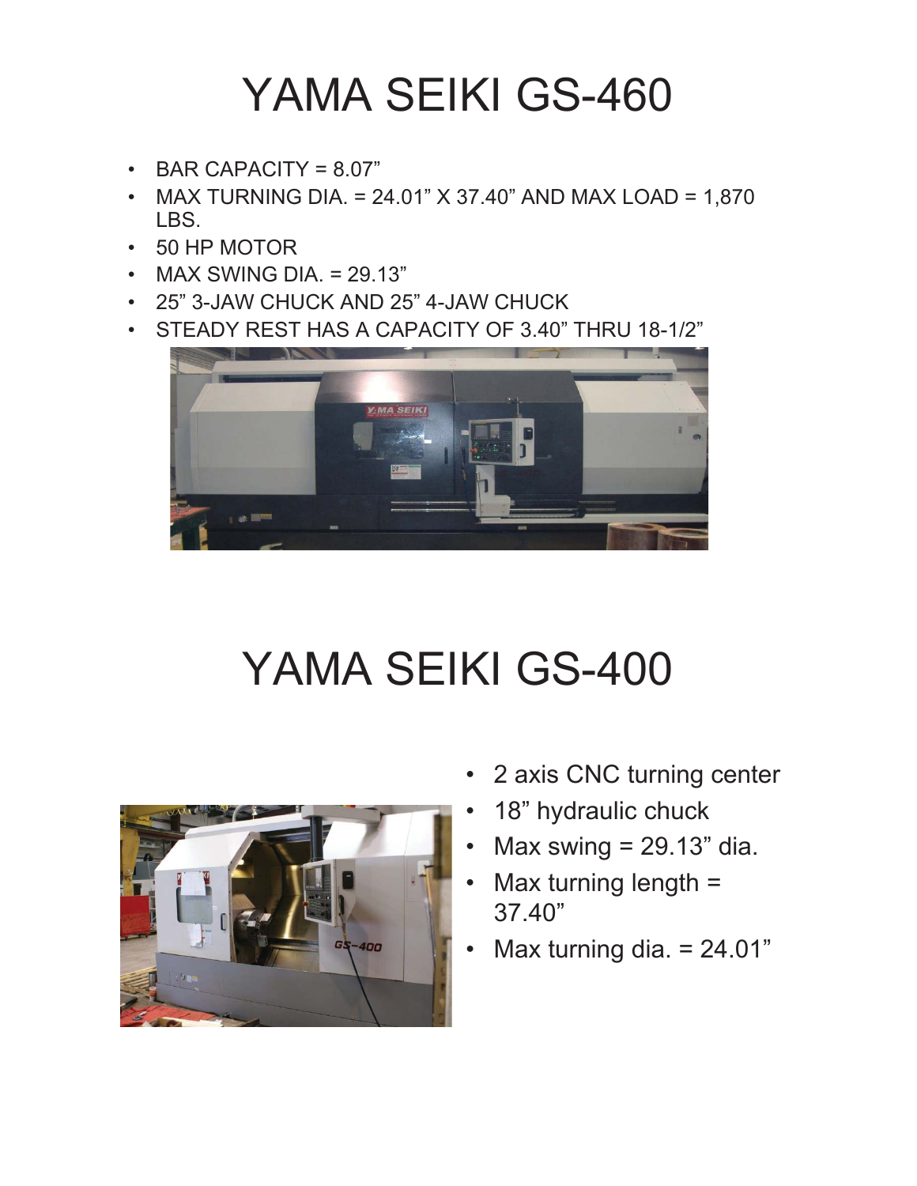# YAMA SEIKI GS-460

- BAR CAPACITY = 8.07"
- MAX TURNING DIA. = 24.01" X 37.40" AND MAX LOAD = 1,870 LBS.
- 50 HP MOTOR
- MAX SWING DIA. = 29.13"
- 25" 3-JAW CHUCK AND 25" 4-JAW CHUCK
- STEADY REST HAS A CAPACITY OF 3.40" THRU 18-1/2"

# YAMA SEIKI GS-400

- 2 axis CNC turning center
- 18" hydraulic chuck
- Max swing = 29.13" dia.
- Max turning length = 37.40"
- Max turning dia. = 24.01"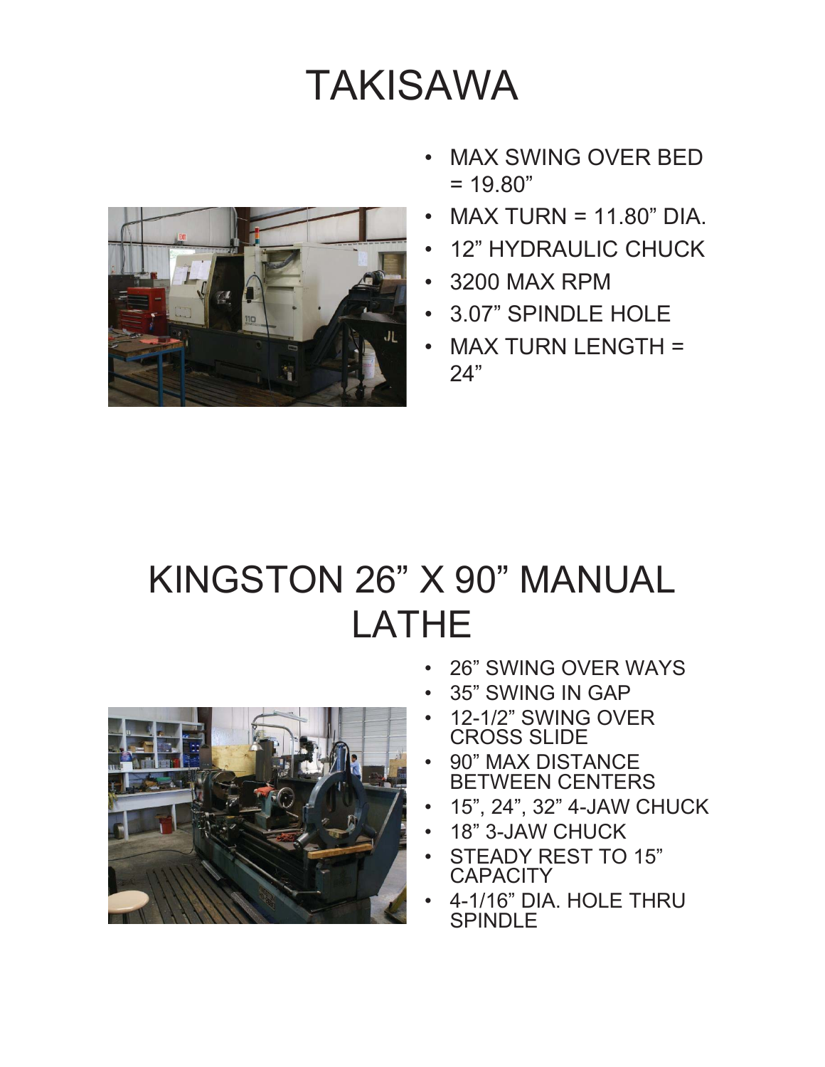# TAKISAWA

- MAX SWING OVER BED = 19.80”
- MAX TURN = 11.80” DIA.
- 12” HYDRAULIC CHUCK
- 3200 MAX RPM
- 3.07” SPINDLE HOLE
- MAX TURN LENGTH = 24”

# KINGSTON 26” X 90” MANUAL LATHE

- 26” SWING OVER WAYS
- 35” SWING IN GAP
- 12-1/2” SWING OVER CROSS SLIDE
- 90” MAX DISTANCE BETWEEN CENTERS
- 15”, 24”, 32” 4-JAW CHUCK
- 18” 3-JAW CHUCK
- STEADY REST TO 15” CAPACITY
- 4-1/16” DIA. HOLE THRU SPINDLE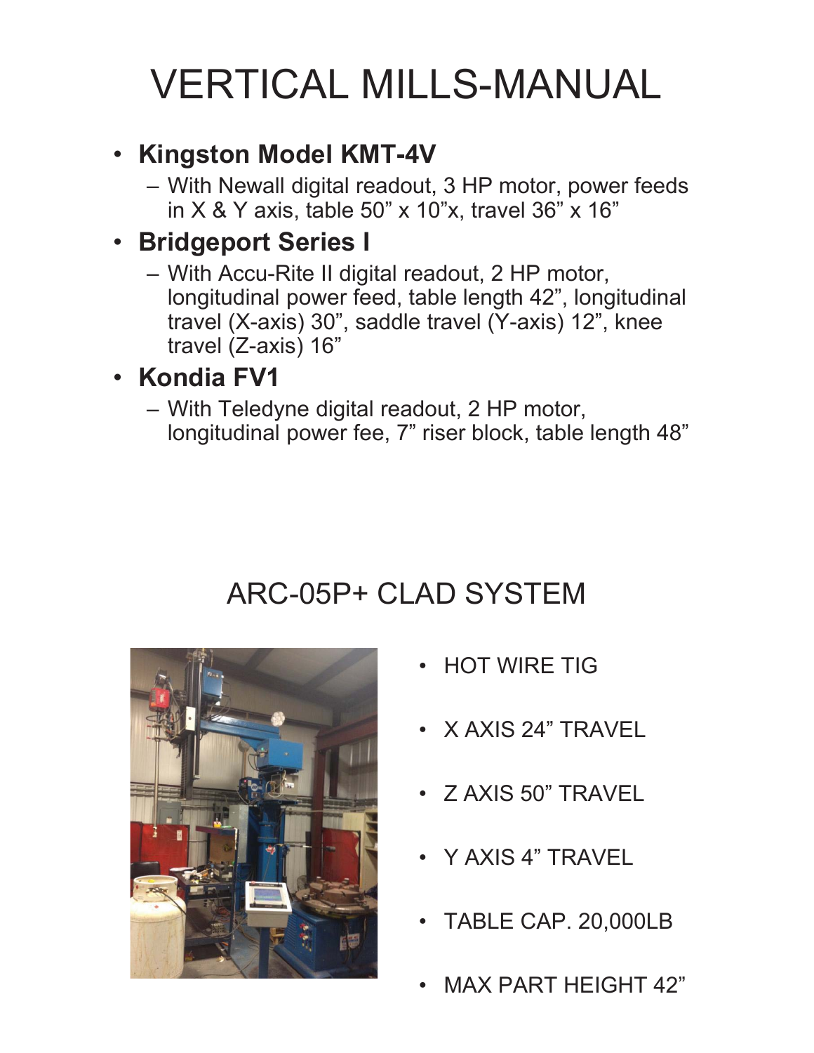# VERTICAL MILLS-MANUAL

- **Kingston Model KMT-4V**
  - With Newall digital readout, 3 HP motor, power feeds in X & Y axis, table 50" x 10"x, travel 36" x 16"
- **Bridgeport Series I**
  - With Accu-Rite II digital readout, 2 HP motor, longitudinal power feed, table length 42", longitudinal travel (X-axis) 30", saddle travel (Y-axis) 12", knee travel (Z-axis) 16"
- **Kondia FV1**
  - With Teledyne digital readout, 2 HP motor, longitudinal power fee, 7" riser block, table length 48"

## ARC-05P+ CLAD SYSTEM

- HOT WIRE TIG
- X AXIS 24" TRAVEL
- Z AXIS 50" TRAVEL
- Y AXIS 4" TRAVEL
- TABLE CAP. 20,000LB
- MAX PART HEIGHT 42"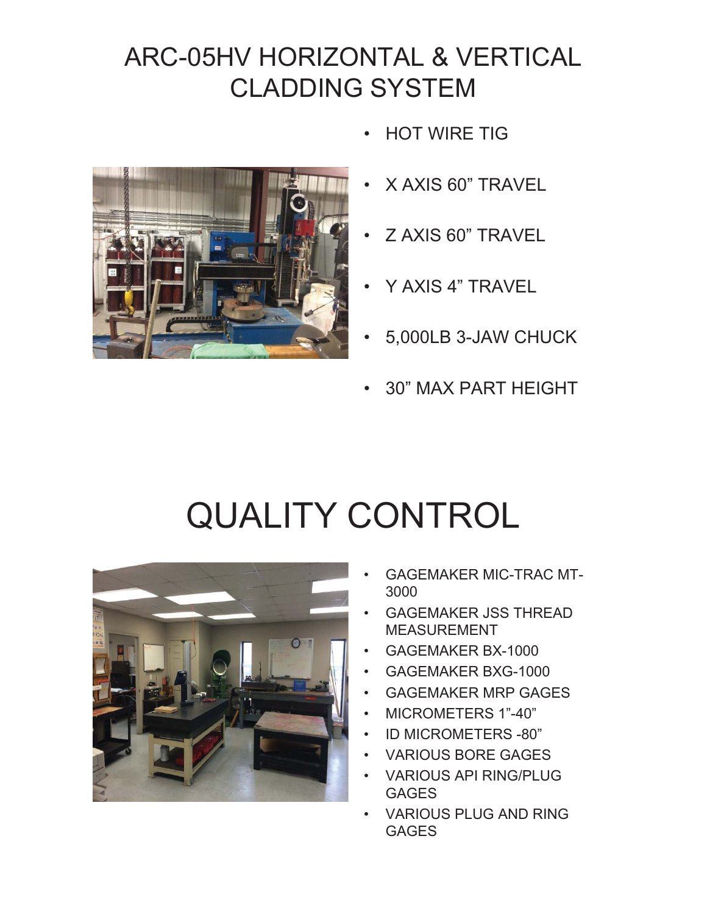# ARC-05HV HORIZONTAL & VERTICAL CLADDING SYSTEM

- HOT WIRE TIG
- X AXIS 60" TRAVEL
- Z AXIS 60" TRAVEL
- Y AXIS 4" TRAVEL
- 5,000LB 3-JAW CHUCK
- 30" MAX PART HEIGHT

# QUALITY CONTROL

- GAGEMAKER MIC-TRAC MT-3000
- GAGEMAKER JSS THREAD MEASUREMENT
- GAGEMAKER BX-1000
- GAGEMAKER BXG-1000
- GAGEMAKER MRP GAGES
- MICROMETERS 1"-40"
- ID MICROMETERS -80"
- VARIOUS BORE GAGES
- VARIOUS API RING/PLUG GAGES
- VARIOUS PLUG AND RING GAGES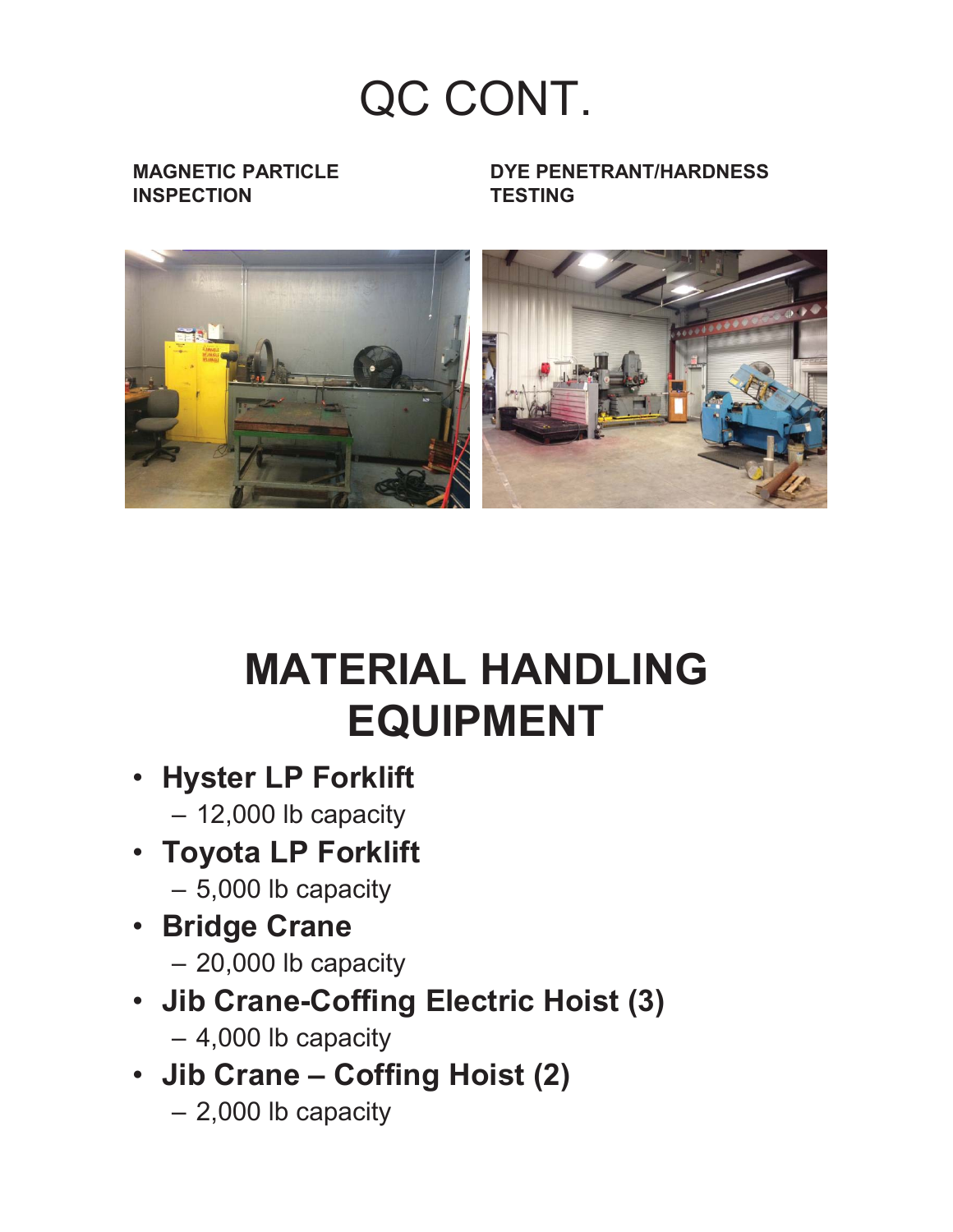# QC CONT.

**MAGNETIC PARTICLE INSPECTION**

**DYE PENETRANT/HARDNESS TESTING**

# MATERIAL HANDLING EQUIPMENT

- **Hyster LP Forklift**
  - 12,000 lb capacity
- **Toyota LP Forklift**
  - 5,000 lb capacity
- **Bridge Crane**
  - 20,000 lb capacity
- **Jib Crane-Coffing Electric Hoist (3)**
  - 4,000 lb capacity
- **Jib Crane – Coffing Hoist (2)**
  - 2,000 lb capacity